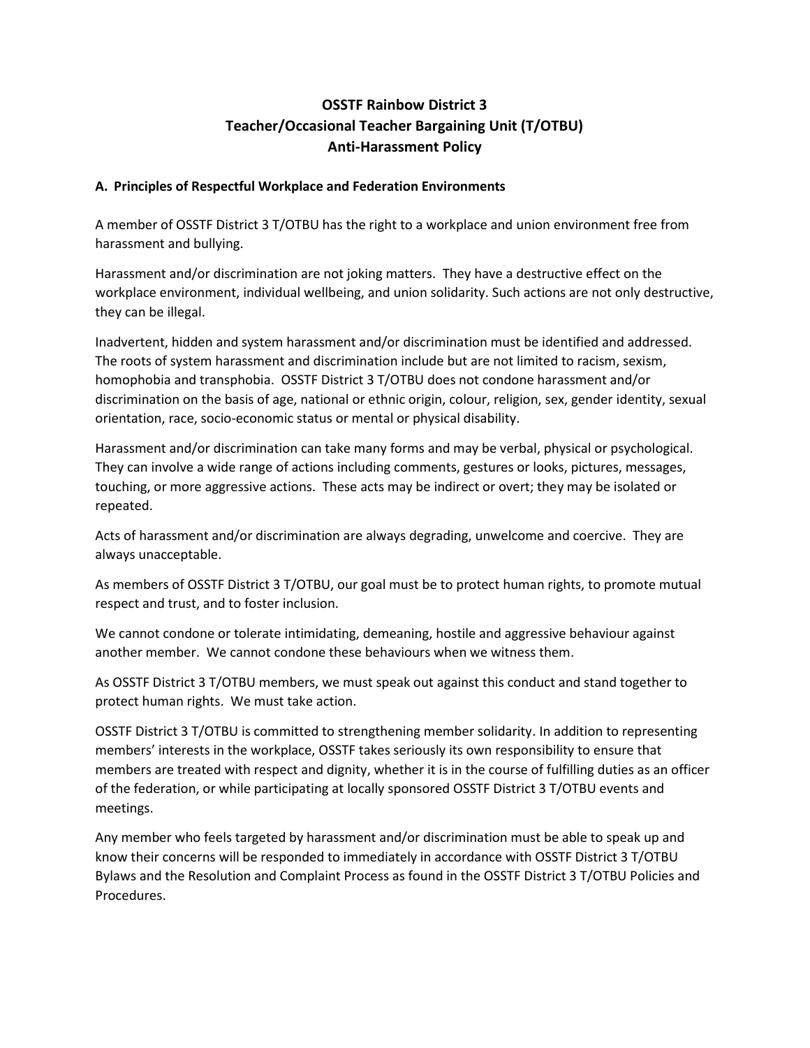# OSSTF Rainbow District 3
# Teacher/Occasional Teacher Bargaining Unit (T/OTBU)
# Anti-Harassment Policy

## A. Principles of Respectful Workplace and Federation Environments

A member of OSSTF District 3 T/OTBU has the right to a workplace and union environment free from harassment and bullying.

Harassment and/or discrimination are not joking matters. They have a destructive effect on the workplace environment, individual wellbeing, and union solidarity. Such actions are not only destructive, they can be illegal.

Inadvertent, hidden and system harassment and/or discrimination must be identified and addressed. The roots of system harassment and discrimination include but are not limited to racism, sexism, homophobia and transphobia. OSSTF District 3 T/OTBU does not condone harassment and/or discrimination on the basis of age, national or ethnic origin, colour, religion, sex, gender identity, sexual orientation, race, socio-economic status or mental or physical disability.

Harassment and/or discrimination can take many forms and may be verbal, physical or psychological. They can involve a wide range of actions including comments, gestures or looks, pictures, messages, touching, or more aggressive actions. These acts may be indirect or overt; they may be isolated or repeated.

Acts of harassment and/or discrimination are always degrading, unwelcome and coercive. They are always unacceptable.

As members of OSSTF District 3 T/OTBU, our goal must be to protect human rights, to promote mutual respect and trust, and to foster inclusion.

We cannot condone or tolerate intimidating, demeaning, hostile and aggressive behaviour against another member. We cannot condone these behaviours when we witness them.

As OSSTF District 3 T/OTBU members, we must speak out against this conduct and stand together to protect human rights. We must take action.

OSSTF District 3 T/OTBU is committed to strengthening member solidarity. In addition to representing members' interests in the workplace, OSSTF takes seriously its own responsibility to ensure that members are treated with respect and dignity, whether it is in the course of fulfilling duties as an officer of the federation, or while participating at locally sponsored OSSTF District 3 T/OTBU events and meetings.

Any member who feels targeted by harassment and/or discrimination must be able to speak up and know their concerns will be responded to immediately in accordance with OSSTF District 3 T/OTBU Bylaws and the Resolution and Complaint Process as found in the OSSTF District 3 T/OTBU Policies and Procedures.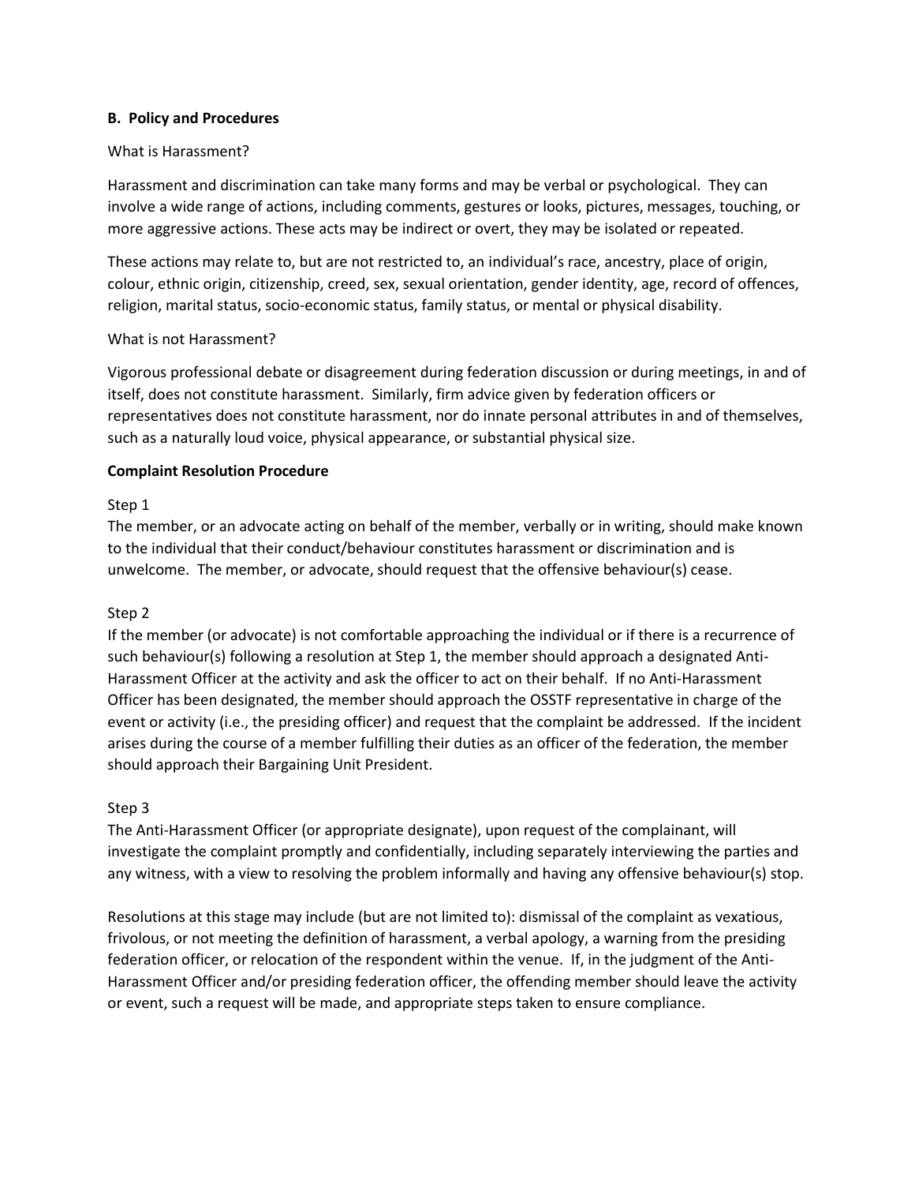**B. Policy and Procedures**

What is Harassment?

Harassment and discrimination can take many forms and may be verbal or psychological. They can involve a wide range of actions, including comments, gestures or looks, pictures, messages, touching, or more aggressive actions. These acts may be indirect or overt, they may be isolated or repeated.

These actions may relate to, but are not restricted to, an individual's race, ancestry, place of origin, colour, ethnic origin, citizenship, creed, sex, sexual orientation, gender identity, age, record of offences, religion, marital status, socio-economic status, family status, or mental or physical disability.

What is not Harassment?

Vigorous professional debate or disagreement during federation discussion or during meetings, in and of itself, does not constitute harassment. Similarly, firm advice given by federation officers or representatives does not constitute harassment, nor do innate personal attributes in and of themselves, such as a naturally loud voice, physical appearance, or substantial physical size.

**Complaint Resolution Procedure**

Step 1

The member, or an advocate acting on behalf of the member, verbally or in writing, should make known to the individual that their conduct/behaviour constitutes harassment or discrimination and is unwelcome. The member, or advocate, should request that the offensive behaviour(s) cease.

Step 2

If the member (or advocate) is not comfortable approaching the individual or if there is a recurrence of such behaviour(s) following a resolution at Step 1, the member should approach a designated Anti-Harassment Officer at the activity and ask the officer to act on their behalf. If no Anti-Harassment Officer has been designated, the member should approach the OSSTF representative in charge of the event or activity (i.e., the presiding officer) and request that the complaint be addressed. If the incident arises during the course of a member fulfilling their duties as an officer of the federation, the member should approach their Bargaining Unit President.

Step 3

The Anti-Harassment Officer (or appropriate designate), upon request of the complainant, will investigate the complaint promptly and confidentially, including separately interviewing the parties and any witness, with a view to resolving the problem informally and having any offensive behaviour(s) stop.

Resolutions at this stage may include (but are not limited to): dismissal of the complaint as vexatious, frivolous, or not meeting the definition of harassment, a verbal apology, a warning from the presiding federation officer, or relocation of the respondent within the venue. If, in the judgment of the Anti-Harassment Officer and/or presiding federation officer, the offending member should leave the activity or event, such a request will be made, and appropriate steps taken to ensure compliance.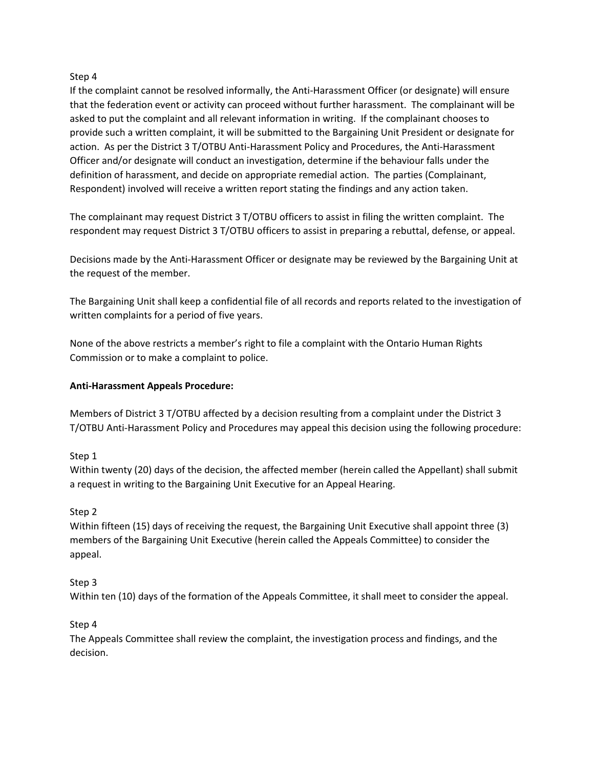Step 4

If the complaint cannot be resolved informally, the Anti-Harassment Officer (or designate) will ensure that the federation event or activity can proceed without further harassment. The complainant will be asked to put the complaint and all relevant information in writing. If the complainant chooses to provide such a written complaint, it will be submitted to the Bargaining Unit President or designate for action. As per the District 3 T/OTBU Anti-Harassment Policy and Procedures, the Anti-Harassment Officer and/or designate will conduct an investigation, determine if the behaviour falls under the definition of harassment, and decide on appropriate remedial action. The parties (Complainant, Respondent) involved will receive a written report stating the findings and any action taken.

The complainant may request District 3 T/OTBU officers to assist in filing the written complaint. The respondent may request District 3 T/OTBU officers to assist in preparing a rebuttal, defense, or appeal.

Decisions made by the Anti-Harassment Officer or designate may be reviewed by the Bargaining Unit at the request of the member.

The Bargaining Unit shall keep a confidential file of all records and reports related to the investigation of written complaints for a period of five years.

None of the above restricts a member's right to file a complaint with the Ontario Human Rights Commission or to make a complaint to police.

**Anti-Harassment Appeals Procedure:**

Members of District 3 T/OTBU affected by a decision resulting from a complaint under the District 3 T/OTBU Anti-Harassment Policy and Procedures may appeal this decision using the following procedure:

Step 1

Within twenty (20) days of the decision, the affected member (herein called the Appellant) shall submit a request in writing to the Bargaining Unit Executive for an Appeal Hearing.

Step 2

Within fifteen (15) days of receiving the request, the Bargaining Unit Executive shall appoint three (3) members of the Bargaining Unit Executive (herein called the Appeals Committee) to consider the appeal.

Step 3

Within ten (10) days of the formation of the Appeals Committee, it shall meet to consider the appeal.

Step 4

The Appeals Committee shall review the complaint, the investigation process and findings, and the decision.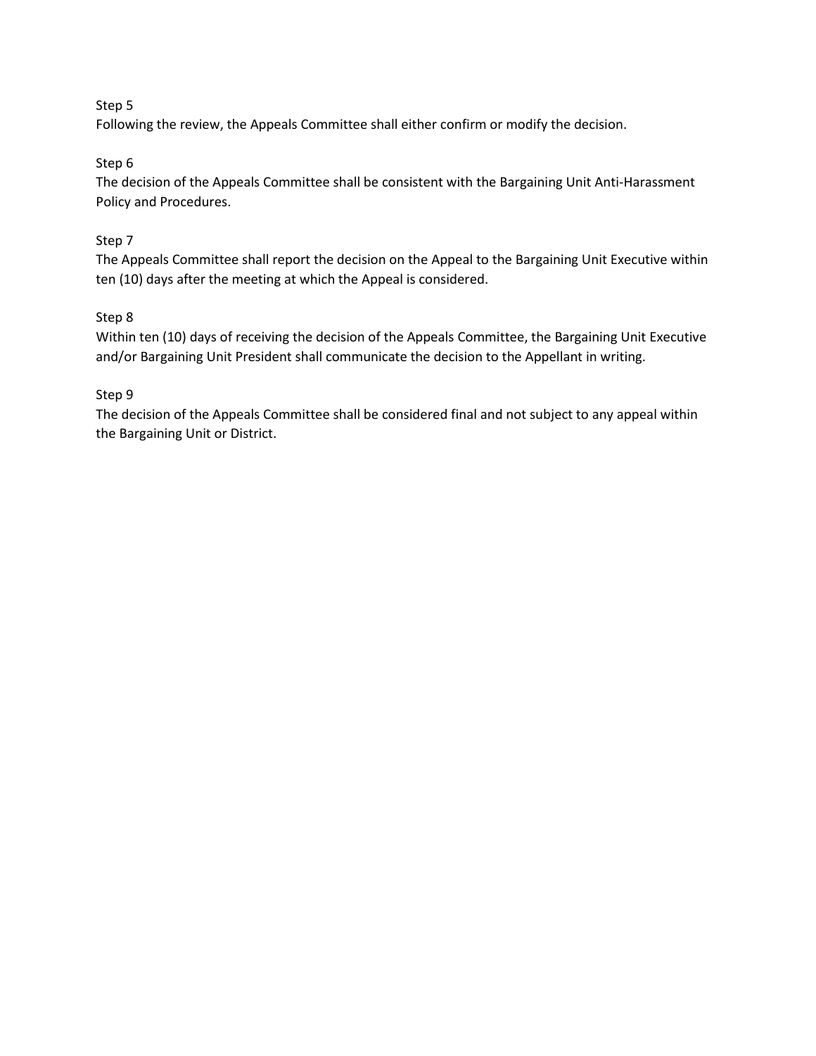Step 5

Following the review, the Appeals Committee shall either confirm or modify the decision.

Step 6

The decision of the Appeals Committee shall be consistent with the Bargaining Unit Anti-Harassment Policy and Procedures.

Step 7

The Appeals Committee shall report the decision on the Appeal to the Bargaining Unit Executive within ten (10) days after the meeting at which the Appeal is considered.

Step 8

Within ten (10) days of receiving the decision of the Appeals Committee, the Bargaining Unit Executive and/or Bargaining Unit President shall communicate the decision to the Appellant in writing.

Step 9

The decision of the Appeals Committee shall be considered final and not subject to any appeal within the Bargaining Unit or District.